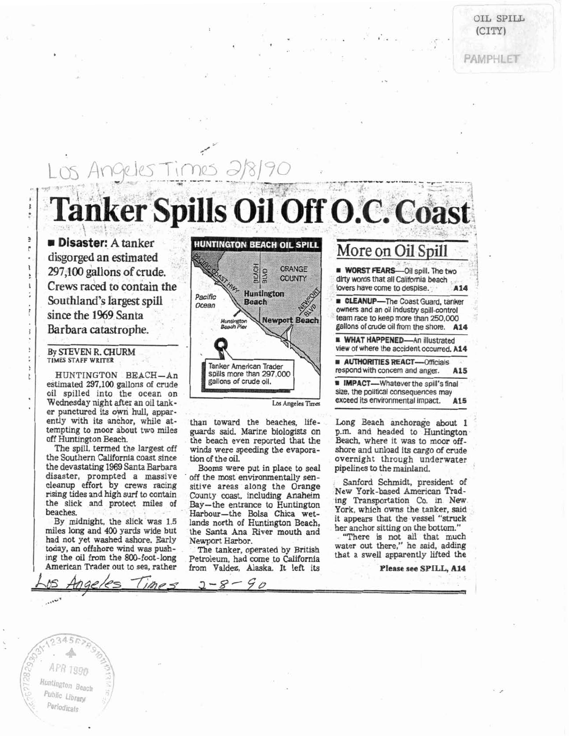OIL SPILL
(CITY)

PAMPHLET

Los Angeles Times 2/8/90

# Tanker Spills Oil Off O.C. Coast

■ **Disaster:** A tanker disgorged an estimated 297,100 gallons of crude. Crews raced to contain the Southland's largest spill since the 1969 Santa Barbara catastrophe.

By STEVEN R. CHURM
TIMES STAFF WRITER

HUNTINGTON BEACH—An estimated 297,100 gallons of crude oil spilled into the ocean on Wednesday night after an oil tanker punctured its own hull, apparently with its anchor, while attempting to moor about two miles off Huntington Beach.

The spill, termed the largest off the Southern California coast since the devastating 1969 Santa Barbara disaster, prompted a massive cleanup effort by crews racing rising tides and high surf to contain the slick and protect miles of beaches.

By midnight, the slick was 1.5 miles long and 400 yards wide but had not yet washed ashore. Early today, an offshore wind was pushing the oil from the 800-foot-long American Trader out to sea, rather than toward the beaches, lifeguards said. Marine biologists on the beach even reported that the winds were speeding the evaporation of the oil.

**HUNTINGTON BEACH OIL SPILL**

Pacific Coast Hwy · Beach Blvd · Orange County · Huntington Beach · Newport Blvd · Pacific Ocean · Huntington Beach Pier · Newport Beach

Tanker American Trader spills more than 297,000 gallons of crude oil.

Los Angeles Times

Booms were put in place to seal off the most environmentally sensitive areas along the Orange County coast, including Anaheim Bay—the entrance to Huntington Harbour—the Bolsa Chica wetlands north of Huntington Beach, the Santa Ana River mouth and Newport Harbor.

The tanker, operated by British Petroleum, had come to California from Valdez, Alaska. It left its Long Beach anchorage about 1 p.m. and headed to Huntington Beach, where it was to moor offshore and unload its cargo of crude overnight through underwater pipelines to the mainland.

Sanford Schmidt, president of New York-based American Trading Transportation Co. in New York, which owns the tanker, said it appears that the vessel "struck her anchor sitting on the bottom."

"There is not all that much water out there," he said, adding that a swell apparently lifted the

**Please see SPILL, A14**

## More on Oil Spill

■ **WORST FEARS**—Oil spill. The two dirty words that all California beach lovers have come to despise. **A14**

■ **CLEANUP**—The Coast Guard, tanker owners and an oil industry spill-control team race to keep more than 250,000 gallons of crude oil from the shore. **A14**

■ **WHAT HAPPENED**—An illustrated view of where the accident occurred. **A14**

■ **AUTHORITIES REACT**—Officials respond with concern and anger. **A15**

■ **IMPACT**—Whatever the spill's final size, the political consequences may exceed its environmental impact. **A15**

Los Angeles Times 2-8-90

APR 1990
Huntington Beach Public Library
Periodicals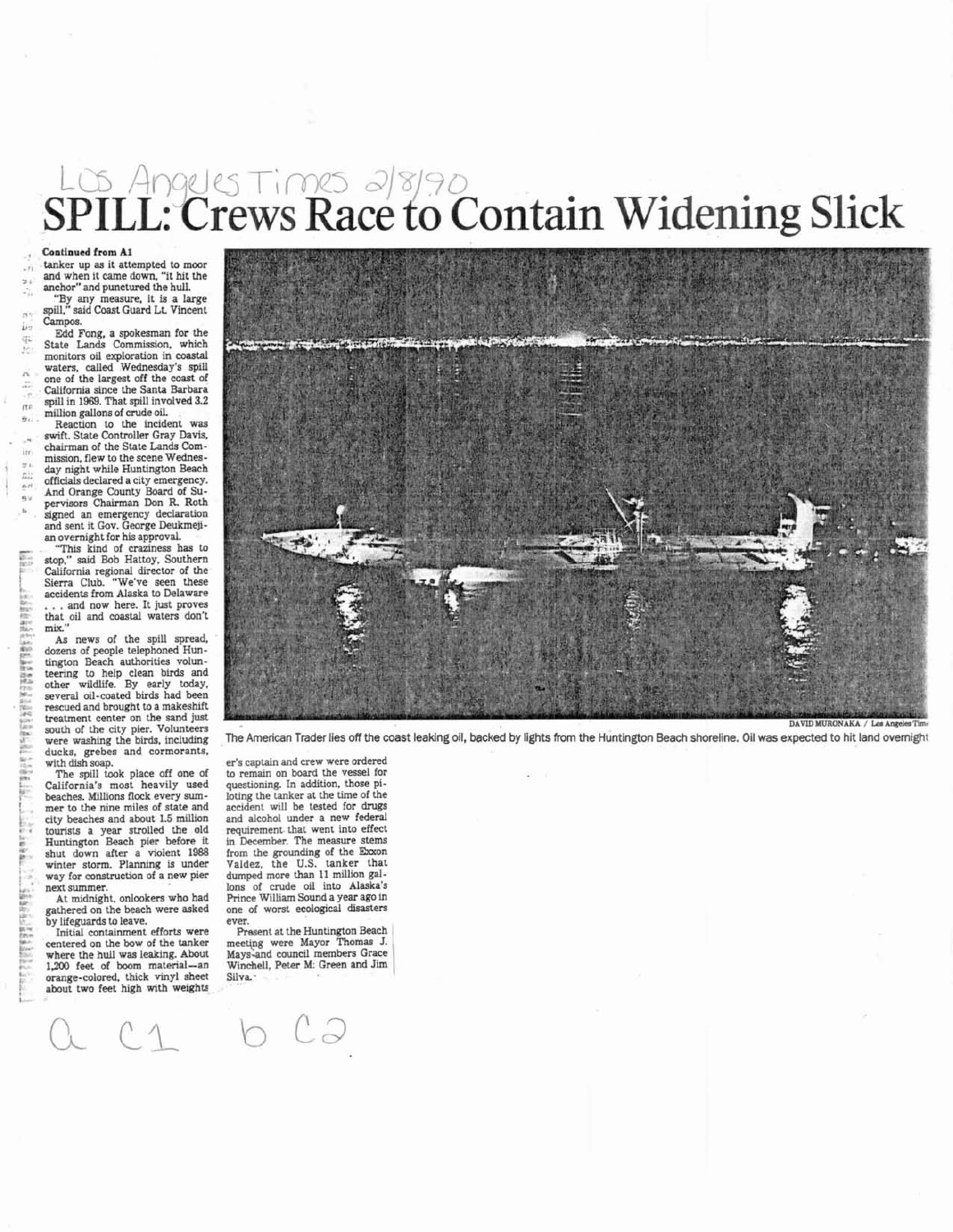Los Angeles Times 2/8/90

# SPILL: Crews Race to Contain Widening Slick

**Continued from A1**

tanker up as it attempted to moor and when it came down, "it hit the anchor" and punctured the hull.

"By any measure, it is a large spill," said Coast Guard Lt. Vincent Campos.

Edd Fong, a spokesman for the State Lands Commission, which monitors oil exploration in coastal waters, called Wednesday's spill one of the largest off the coast of California since the Santa Barbara spill in 1969. That spill involved 3.2 million gallons of crude oil.

Reaction to the incident was swift. State Controller Gray Davis, chairman of the State Lands Commission, flew to the scene Wednesday night while Huntington Beach officials declared a city emergency. And Orange County Board of Supervisors Chairman Don R. Roth signed an emergency declaration and sent it Gov. George Deukmejian overnight for his approval.

"This kind of craziness has to stop," said Bob Hattoy, Southern California regional director of the Sierra Club. "We've seen these accidents from Alaska to Delaware . . . and now here. It just proves that oil and coastal waters don't mix."

As news of the spill spread, dozens of people telephoned Huntington Beach authorities volunteering to help clean birds and other wildlife. By early today, several oil-coated birds had been rescued and brought to a makeshift treatment center on the sand just south of the city pier. Volunteers were washing the birds, including ducks, grebes and cormorants, with dish soap.

The spill took place off one of California's most heavily used beaches. Millions flock every summer to the nine miles of state and city beaches and about 1.5 million tourists a year strolled the old Huntington Beach pier before it shut down after a violent 1988 winter storm. Planning is under way for construction of a new pier next summer.

At midnight, onlookers who had gathered on the beach were asked by lifeguards to leave.

Initial containment efforts were centered on the bow of the tanker where the hull was leaking. About 1,200 feet of boom material—an orange-colored, thick vinyl sheet about two feet high with weights

DAVID MURONAKA / Los Angeles Times

The American Trader lies off the coast leaking oil, backed by lights from the Huntington Beach shoreline. Oil was expected to hit land overnight

er's captain and crew were ordered to remain on board the vessel for questioning. In addition, those piloting the tanker at the time of the accident will be tested for drugs and alcohol under a new federal requirement that went into effect in December. The measure stems from the grounding of the Exxon Valdez, the U.S. tanker that dumped more than 11 million gallons of crude oil into Alaska's Prince William Sound a year ago in one of worst ecological disasters ever.

Present at the Huntington Beach meeting were Mayor Thomas J. Mays and council members Grace Winchell, Peter M. Green and Jim Silva.

a C1 b C2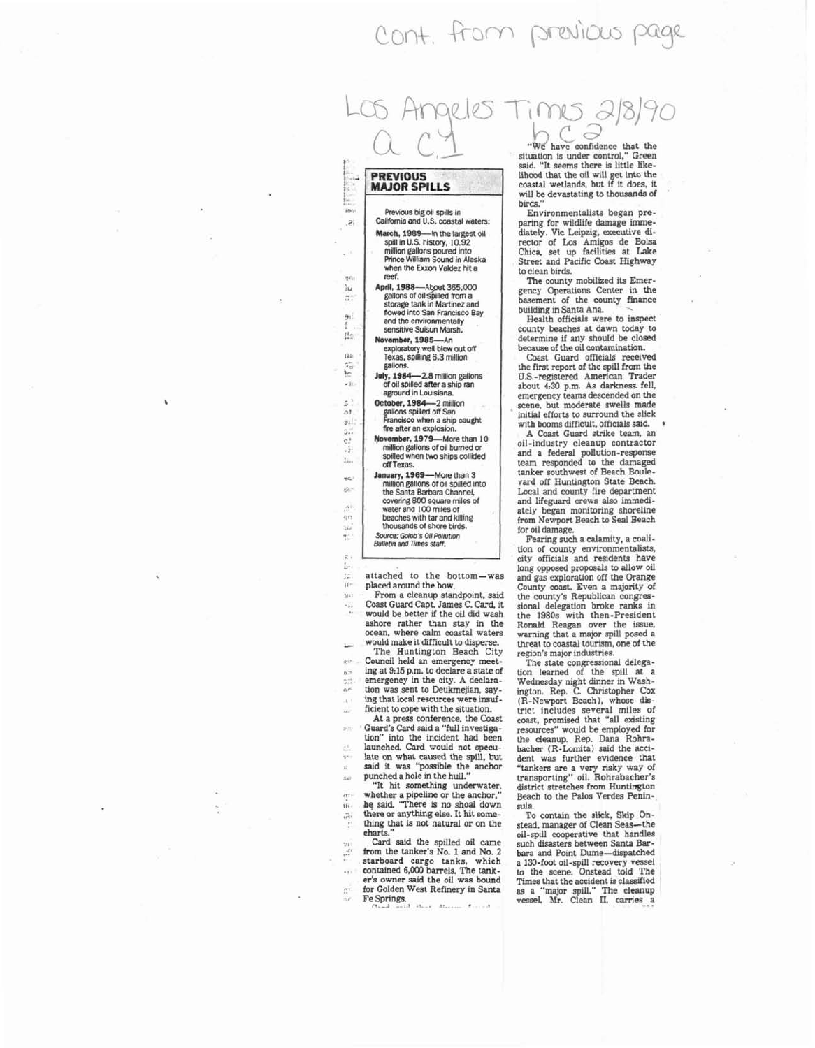Cont. from previous page

Los Angeles Times 2/8/90

a C1

b C2

## PREVIOUS MAJOR SPILLS

Previous big oil spills in California and U.S. coastal waters:

**March, 1989**—In the largest oil spill in U.S. history, 10.92 million gallons poured into Prince William Sound in Alaska when the Exxon Valdez hit a reef.

**April, 1988**—About 365,000 gallons of oil spilled from a storage tank in Martinez and flowed into San Francisco Bay and the environmentally sensitive Suisun Marsh.

**November, 1985**—An exploratory well blew out off Texas, spilling 6.3 million gallons.

**July, 1984**—2.8 million gallons of oil spilled after a ship ran aground in Louisiana.

**October, 1984**—2 million gallons spilled off San Francisco when a ship caught fire after an explosion.

**November, 1979**—More than 10 million gallons of oil burned or spilled when two ships collided off Texas.

**January, 1969**—More than 3 million gallons of oil spilled into the Santa Barbara Channel, covering 800 square miles of water and 100 miles of beaches with tar and killing thousands of shore birds.

*Source: Golob's Oil Pollution Bulletin and Times staff.*

attached to the bottom—was placed around the bow.

From a cleanup standpoint, said Coast Guard Capt. James C. Card, it would be better if the oil did wash ashore rather than stay in the ocean, where calm coastal waters would make it difficult to disperse.

The Huntington Beach City Council held an emergency meeting at 9:15 p.m. to declare a state of emergency in the city. A declaration was sent to Deukmejian, saying that local resources were insufficient to cope with the situation.

At a press conference, the Coast Guard's Card said a "full investigation" into the incident had been launched. Card would not speculate on what caused the spill, but said it was "possible the anchor punched a hole in the hull."

"It hit something underwater, whether a pipeline or the anchor," he said. "There is no shoal down there or anything else. It hit something that is not natural or on the charts."

Card said the spilled oil came from the tanker's No. 1 and No. 2 starboard cargo tanks, which contained 6,000 barrels. The tanker's owner said the oil was bound for Golden West Refinery in Santa Fe Springs.

"We have confidence that the situation is under control," Green said. "It seems there is little likelihood that the oil will get into the coastal wetlands, but if it does, it will be devastating to thousands of birds."

Environmentalists began preparing for wildlife damage immediately. Vic Leipzig, executive director of Los Amigos de Bolsa Chica, set up facilities at Lake Street and Pacific Coast Highway to clean birds.

The county mobilized its Emergency Operations Center in the basement of the county finance building in Santa Ana.

Health officials were to inspect county beaches at dawn today to determine if any should be closed because of the oil contamination.

Coast Guard officials received the first report of the spill from the U.S.-registered American Trader about 4:30 p.m. As darkness fell, emergency teams descended on the scene, but moderate swells made initial efforts to surround the slick with booms difficult, officials said.

A Coast Guard strike team, an oil-industry cleanup contractor and a federal pollution-response team responded to the damaged tanker southwest of Beach Boulevard off Huntington State Beach. Local and county fire department and lifeguard crews also immediately began monitoring shoreline from Newport Beach to Seal Beach for oil damage.

Fearing such a calamity, a coalition of county environmentalists, city officials and residents have long opposed proposals to allow oil and gas exploration off the Orange County coast. Even a majority of the county's Republican congressional delegation broke ranks in the 1980s with then-President Ronald Reagan over the issue, warning that a major spill posed a threat to coastal tourism, one of the region's major industries.

The state congressional delegation learned of the spill at a Wednesday night dinner in Washington. Rep. C. Christopher Cox (R-Newport Beach), whose district includes several miles of coast, promised that "all existing resources" would be employed for the cleanup. Rep. Dana Rohrabacher (R-Lomita) said the accident was further evidence that "tankers are a very risky way of transporting" oil. Rohrabacher's district stretches from Huntington Beach to the Palos Verdes Peninsula.

To contain the slick, Skip Onstead, manager of Clean Seas—the oil-spill cooperative that handles such disasters between Santa Barbara and Point Dume—dispatched a 130-foot oil-spill recovery vessel to the scene. Onstead told The Times that the accident is classified as a "major spill." The cleanup vessel, Mr. Clean II, carries a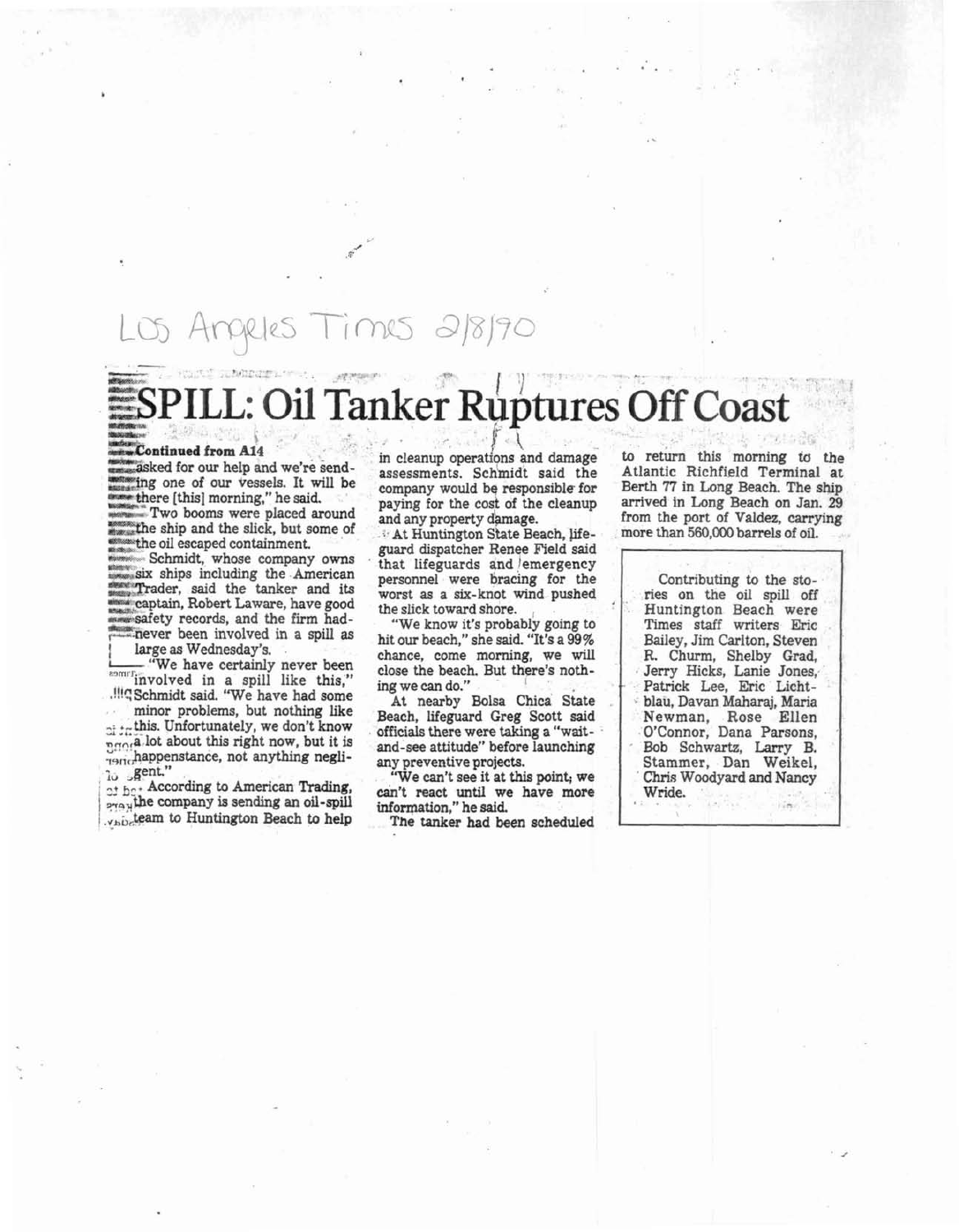Los Angeles Times 2/8/90

# SPILL: Oil Tanker Ruptures Off Coast

**Continued from A14**

asked for our help and we're sending one of our vessels. It will be there [this] morning," he said.

Two booms were placed around the ship and the slick, but some of the oil escaped containment.

Schmidt, whose company owns six ships including the American Trader, said the tanker and its captain, Robert Laware, have good safety records, and the firm had never been involved in a spill as large as Wednesday's.

"We have certainly never been involved in a spill like this," Schmidt said. "We have had some minor problems, but nothing like this. Unfortunately, we don't know a lot about this right now, but it is happenstance, not anything negligent."

According to American Trading, the company is sending an oil-spill team to Huntington Beach to help in cleanup operations and damage assessments. Schmidt said the company would be responsible for paying for the cost of the cleanup and any property damage.

At Huntington State Beach, lifeguard dispatcher Renee Field said that lifeguards and emergency personnel were bracing for the worst as a six-knot wind pushed the slick toward shore.

"We know it's probably going to hit our beach," she said. "It's a 99% chance, come morning, we will close the beach. But there's nothing we can do."

At nearby Bolsa Chica State Beach, lifeguard Greg Scott said officials there were taking a "wait-and-see attitude" before launching any preventive projects.

"We can't see it at this point; we can't react until we have more information," he said.

The tanker had been scheduled to return this morning to the Atlantic Richfield Terminal at Berth 77 in Long Beach. The ship arrived in Long Beach on Jan. 29 from the port of Valdez, carrying more than 560,000 barrels of oil.

Contributing to the stories on the oil spill off Huntington Beach were Times staff writers Eric Bailey, Jim Carlton, Steven R. Churm, Shelby Grad, Jerry Hicks, Lanie Jones, Patrick Lee, Eric Lichtblau, Davan Maharaj, Maria Newman, Rose Ellen O'Connor, Dana Parsons, Bob Schwartz, Larry B. Stammer, Dan Weikel, Chris Woodyard and Nancy Wride.